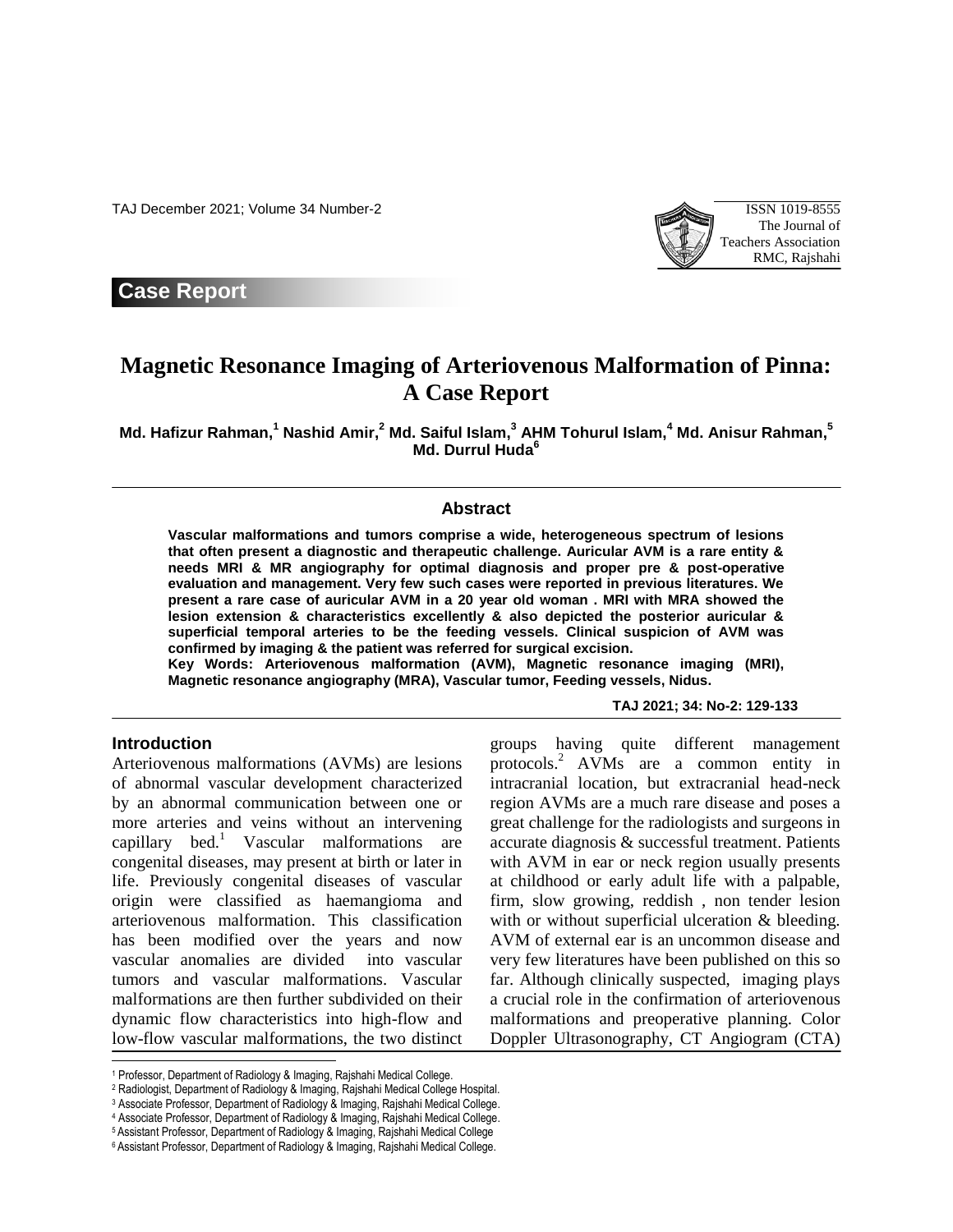Case Report

# Magnetic Resonance Imaging of Arteriovenous Malformation of Pinna: A Case Report

**Md. Hafizur Rahman,[1] Nashid Amir,[2] Md. Saiful Islam,[3] AHM Tohurul Islam,[4] Md. Anisur Rahman,[5] Md. Durrul Huda[6]**

## Abstract

**Vascular malformations and tumors comprise a wide, heterogeneous spectrum of lesions that often present a diagnostic and therapeutic challenge. Auricular AVM is a rare entity & needs MRI & MR angiography for optimal diagnosis and proper pre & post-operative evaluation and management. Very few such cases were reported in previous literatures. We present a rare case of auricular AVM in a 20 year old woman . MRI with MRA showed the lesion extension & characteristics excellently & also depicted the posterior auricular & superficial temporal arteries to be the feeding vessels. Clinical suspicion of AVM was confirmed by imaging & the patient was referred for surgical excision.**

**Key Words: Arteriovenous malformation (AVM), Magnetic resonance imaging (MRI), Magnetic resonance angiography (MRA), Vascular tumor, Feeding vessels, Nidus.**

## Introduction

Arteriovenous malformations (AVMs) are lesions of abnormal vascular development characterized by an abnormal communication between one or more arteries and veins without an intervening capillary bed.[1] Vascular malformations are congenital diseases, may present at birth or later in life. Previously congenital diseases of vascular origin were classified as haemangioma and arteriovenous malformation. This classification has been modified over the years and now vascular anomalies are divided into vascular tumors and vascular malformations. Vascular malformations are then further subdivided on their dynamic flow characteristics into high-flow and low-flow vascular malformations, the two distinct groups having quite different management protocols.[2] AVMs are a common entity in intracranial location, but extracranial head-neck region AVMs are a much rare disease and poses a great challenge for the radiologists and surgeons in accurate diagnosis & successful treatment. Patients with AVM in ear or neck region usually presents at childhood or early adult life with a palpable, firm, slow growing, reddish , non tender lesion with or without superficial ulceration & bleeding. AVM of external ear is an uncommon disease and very few literatures have been published on this so far. Although clinically suspected, imaging plays a crucial role in the confirmation of arteriovenous malformations and preoperative planning. Color Doppler Ultrasonography, CT Angiogram (CTA)

---

1 Professor, Department of Radiology & Imaging, Rajshahi Medical College.
2 Radiologist, Department of Radiology & Imaging, Rajshahi Medical College Hospital.
3 Associate Professor, Department of Radiology & Imaging, Rajshahi Medical College.
4 Associate Professor, Department of Radiology & Imaging, Rajshahi Medical College.
5 Assistant Professor, Department of Radiology & Imaging, Rajshahi Medical College
6 Assistant Professor, Department of Radiology & Imaging, Rajshahi Medical College.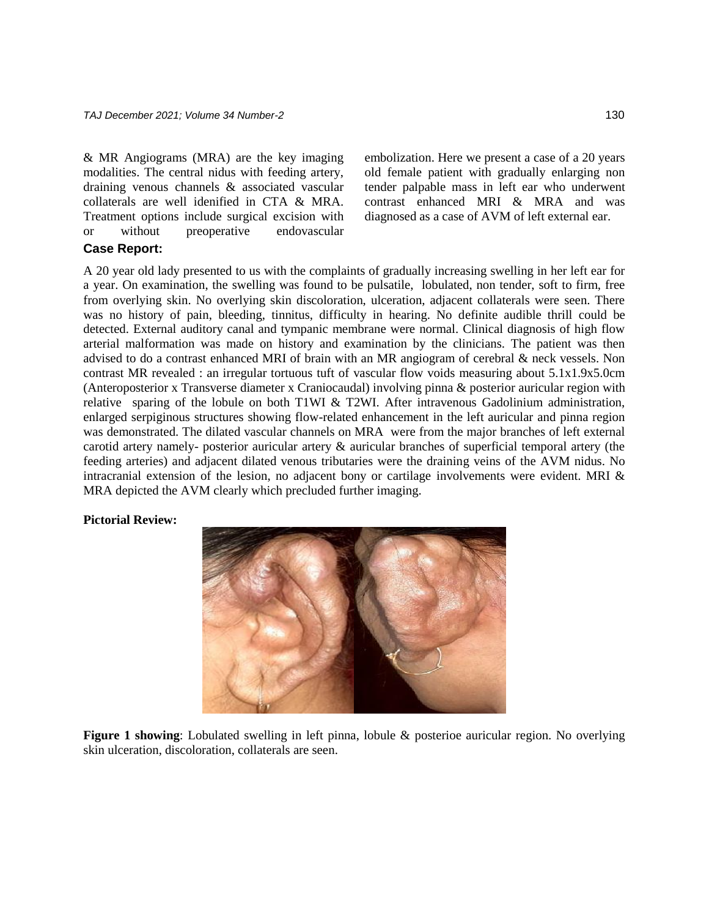& MR Angiograms (MRA) are the key imaging modalities. The central nidus with feeding artery, draining venous channels & associated vascular collaterals are well idenified in CTA & MRA. Treatment options include surgical excision with or without preoperative endovascular embolization. Here we present a case of a 20 years old female patient with gradually enlarging non tender palpable mass in left ear who underwent contrast enhanced MRI & MRA and was diagnosed as a case of AVM of left external ear.

## Case Report:

A 20 year old lady presented to us with the complaints of gradually increasing swelling in her left ear for a year. On examination, the swelling was found to be pulsatile, lobulated, non tender, soft to firm, free from overlying skin. No overlying skin discoloration, ulceration, adjacent collaterals were seen. There was no history of pain, bleeding, tinnitus, difficulty in hearing. No definite audible thrill could be detected. External auditory canal and tympanic membrane were normal. Clinical diagnosis of high flow arterial malformation was made on history and examination by the clinicians. The patient was then advised to do a contrast enhanced MRI of brain with an MR angiogram of cerebral & neck vessels. Non contrast MR revealed : an irregular tortuous tuft of vascular flow voids measuring about 5.1x1.9x5.0cm (Anteroposterior x Transverse diameter x Craniocaudal) involving pinna & posterior auricular region with relative sparing of the lobule on both T1WI & T2WI. After intravenous Gadolinium administration, enlarged serpiginous structures showing flow-related enhancement in the left auricular and pinna region was demonstrated. The dilated vascular channels on MRA were from the major branches of left external carotid artery namely- posterior auricular artery & auricular branches of superficial temporal artery (the feeding arteries) and adjacent dilated venous tributaries were the draining veins of the AVM nidus. No intracranial extension of the lesion, no adjacent bony or cartilage involvements were evident. MRI & MRA depicted the AVM clearly which precluded further imaging.

**Pictorial Review:**

**Figure 1 showing**: Lobulated swelling in left pinna, lobule & posterioe auricular region. No overlying skin ulceration, discoloration, collaterals are seen.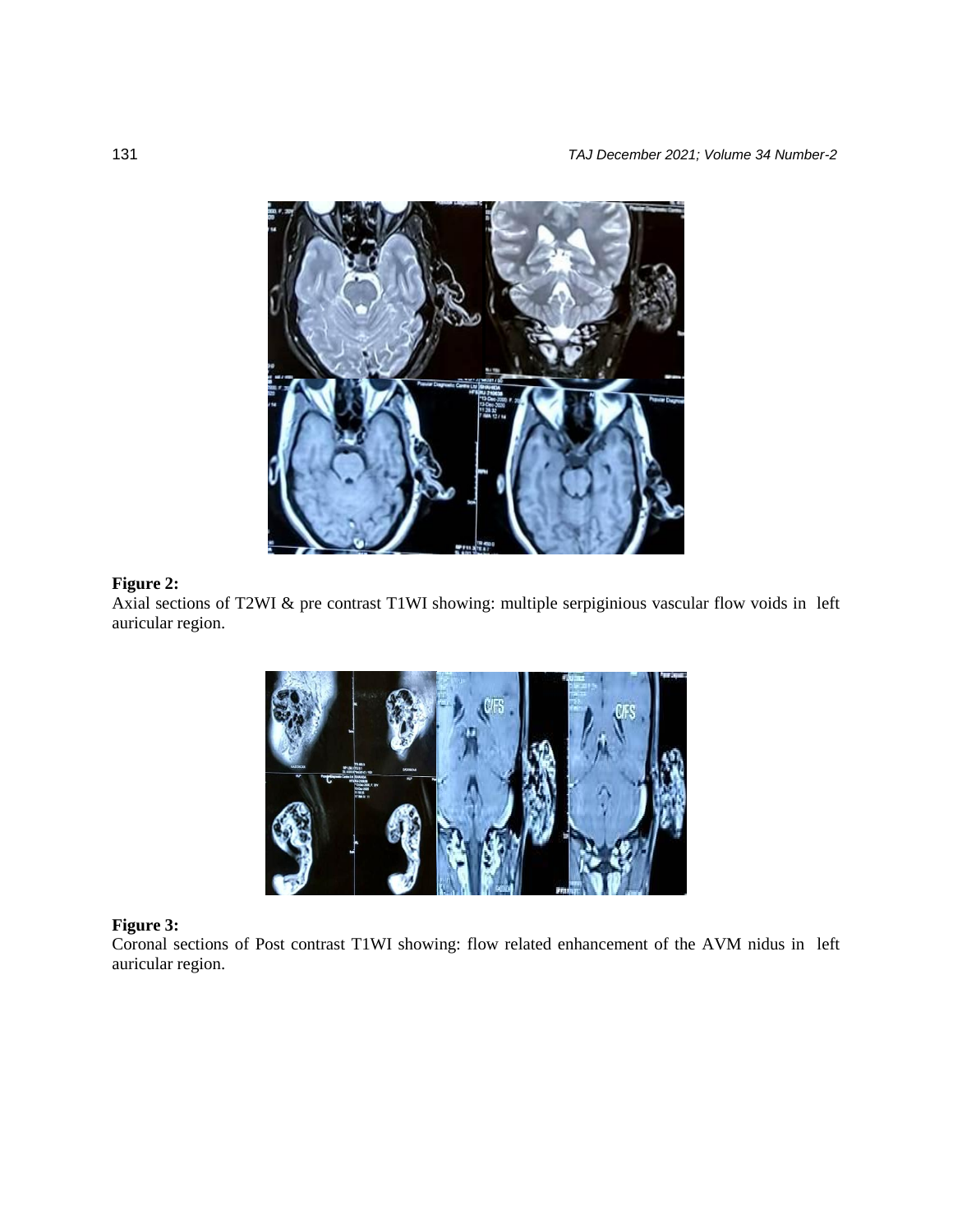**Figure 2:**
Axial sections of T2WI & pre contrast T1WI showing: multiple serpiginious vascular flow voids in left auricular region.

**Figure 3:**
Coronal sections of Post contrast T1WI showing: flow related enhancement of the AVM nidus in left auricular region.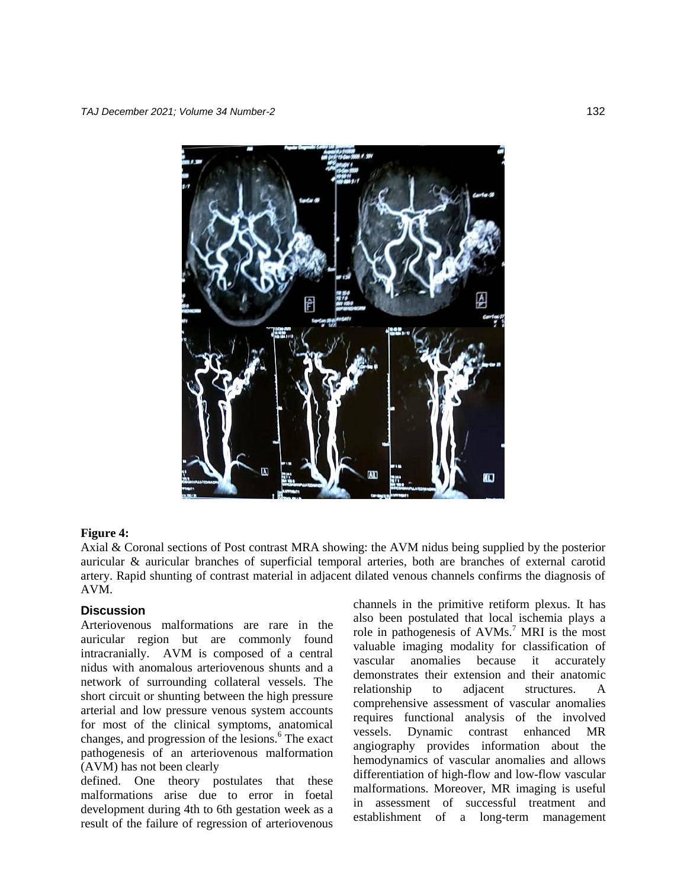**Figure 4:**
Axial & Coronal sections of Post contrast MRA showing: the AVM nidus being supplied by the posterior auricular & auricular branches of superficial temporal arteries, both are branches of external carotid artery. Rapid shunting of contrast material in adjacent dilated venous channels confirms the diagnosis of AVM.

## Discussion

Arteriovenous malformations are rare in the auricular region but are commonly found intracranially. AVM is composed of a central nidus with anomalous arteriovenous shunts and a network of surrounding collateral vessels. The short circuit or shunting between the high pressure arterial and low pressure venous system accounts for most of the clinical symptoms, anatomical changes, and progression of the lesions.[6] The exact pathogenesis of an arteriovenous malformation (AVM) has not been clearly defined. One theory postulates that these malformations arise due to error in foetal development during 4th to 6th gestation week as a result of the failure of regression of arteriovenous channels in the primitive retiform plexus. It has also been postulated that local ischemia plays a role in pathogenesis of AVMs.[7] MRI is the most valuable imaging modality for classification of vascular anomalies because it accurately demonstrates their extension and their anatomic relationship to adjacent structures. A comprehensive assessment of vascular anomalies requires functional analysis of the involved vessels. Dynamic contrast enhanced MR angiography provides information about the hemodynamics of vascular anomalies and allows differentiation of high-flow and low-flow vascular malformations. Moreover, MR imaging is useful in assessment of successful treatment and establishment of a long-term management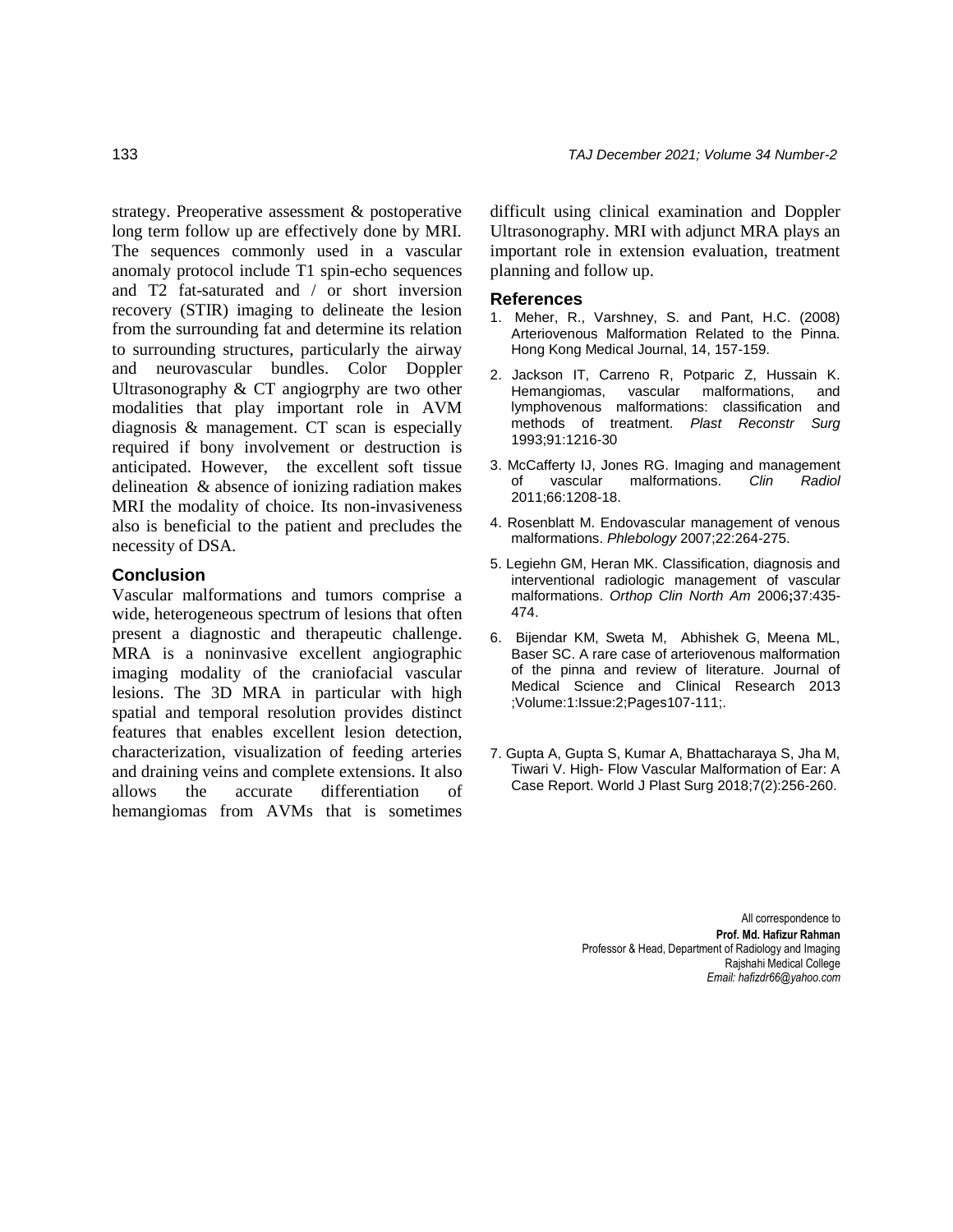strategy. Preoperative assessment & postoperative long term follow up are effectively done by MRI. The sequences commonly used in a vascular anomaly protocol include T1 spin-echo sequences and T2 fat-saturated and / or short inversion recovery (STIR) imaging to delineate the lesion from the surrounding fat and determine its relation to surrounding structures, particularly the airway and neurovascular bundles. Color Doppler Ultrasonography & CT angiogrphy are two other modalities that play important role in AVM diagnosis & management. CT scan is especially required if bony involvement or destruction is anticipated. However, the excellent soft tissue delineation & absence of ionizing radiation makes MRI the modality of choice. Its non-invasiveness also is beneficial to the patient and precludes the necessity of DSA.

## Conclusion

Vascular malformations and tumors comprise a wide, heterogeneous spectrum of lesions that often present a diagnostic and therapeutic challenge. MRA is a noninvasive excellent angiographic imaging modality of the craniofacial vascular lesions. The 3D MRA in particular with high spatial and temporal resolution provides distinct features that enables excellent lesion detection, characterization, visualization of feeding arteries and draining veins and complete extensions. It also allows the accurate differentiation of hemangiomas from AVMs that is sometimes difficult using clinical examination and Doppler Ultrasonography. MRI with adjunct MRA plays an important role in extension evaluation, treatment planning and follow up.

## References

1. Meher, R., Varshney, S. and Pant, H.C. (2008) Arteriovenous Malformation Related to the Pinna. Hong Kong Medical Journal, 14, 157-159.
2. Jackson IT, Carreno R, Potparic Z, Hussain K. Hemangiomas, vascular malformations, and lymphovenous malformations: classification and methods of treatment. *Plast Reconstr Surg* 1993;91:1216-30
3. McCafferty IJ, Jones RG. Imaging and management of vascular malformations. *Clin Radiol* 2011;66:1208-18.
4. Rosenblatt M. Endovascular management of venous malformations. *Phlebology* 2007;22:264-275.
5. Legiehn GM, Heran MK. Classification, diagnosis and interventional radiologic management of vascular malformations. *Orthop Clin North Am* 2006**;**37:435-474.
6. Bijendar KM, Sweta M, Abhishek G, Meena ML, Baser SC. A rare case of arteriovenous malformation of the pinna and review of literature. Journal of Medical Science and Clinical Research 2013 ;Volume:1:Issue:2;Pages107-111;.
7. Gupta A, Gupta S, Kumar A, Bhattacharaya S, Jha M, Tiwari V. High- Flow Vascular Malformation of Ear: A Case Report. World J Plast Surg 2018;7(2):256-260.

All correspondence to
**Prof. Md. Hafizur Rahman**
Professor & Head, Department of Radiology and Imaging
Rajshahi Medical College
*Email: hafizdr66@yahoo.com*